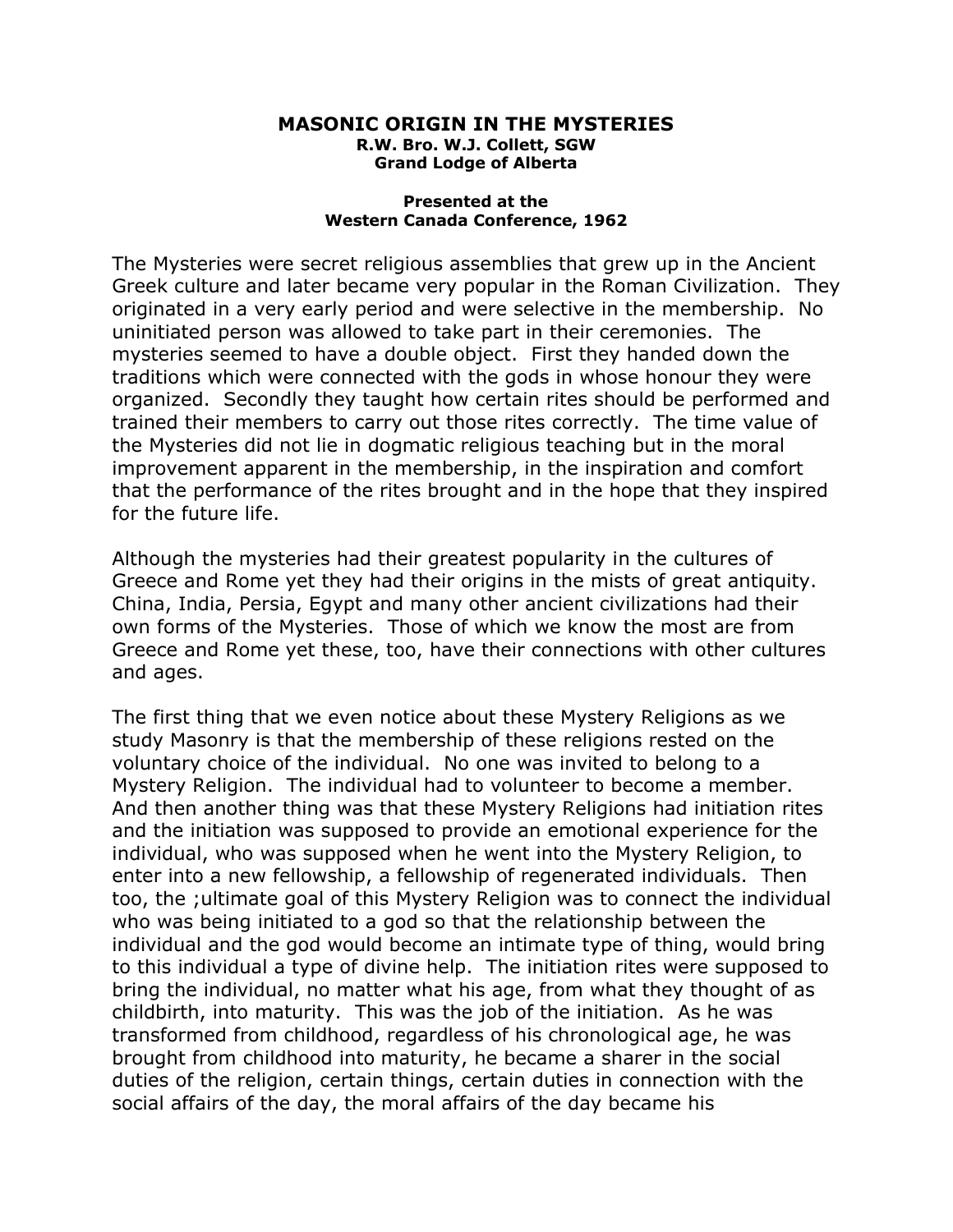# MASONIC ORIGIN IN THE MYSTERIES

**R.W. Bro. W.J. Collett, SGW**
**Grand Lodge of Alberta**

**Presented at the**
**Western Canada Conference, 1962**

The Mysteries were secret religious assemblies that grew up in the Ancient Greek culture and later became very popular in the Roman Civilization. They originated in a very early period and were selective in the membership. No uninitiated person was allowed to take part in their ceremonies. The mysteries seemed to have a double object. First they handed down the traditions which were connected with the gods in whose honour they were organized. Secondly they taught how certain rites should be performed and trained their members to carry out those rites correctly. The time value of the Mysteries did not lie in dogmatic religious teaching but in the moral improvement apparent in the membership, in the inspiration and comfort that the performance of the rites brought and in the hope that they inspired for the future life.

Although the mysteries had their greatest popularity in the cultures of Greece and Rome yet they had their origins in the mists of great antiquity. China, India, Persia, Egypt and many other ancient civilizations had their own forms of the Mysteries. Those of which we know the most are from Greece and Rome yet these, too, have their connections with other cultures and ages.

The first thing that we even notice about these Mystery Religions as we study Masonry is that the membership of these religions rested on the voluntary choice of the individual. No one was invited to belong to a Mystery Religion. The individual had to volunteer to become a member. And then another thing was that these Mystery Religions had initiation rites and the initiation was supposed to provide an emotional experience for the individual, who was supposed when he went into the Mystery Religion, to enter into a new fellowship, a fellowship of regenerated individuals. Then too, the ;ultimate goal of this Mystery Religion was to connect the individual who was being initiated to a god so that the relationship between the individual and the god would become an intimate type of thing, would bring to this individual a type of divine help. The initiation rites were supposed to bring the individual, no matter what his age, from what they thought of as childbirth, into maturity. This was the job of the initiation. As he was transformed from childhood, regardless of his chronological age, he was brought from childhood into maturity, he became a sharer in the social duties of the religion, certain things, certain duties in connection with the social affairs of the day, the moral affairs of the day became his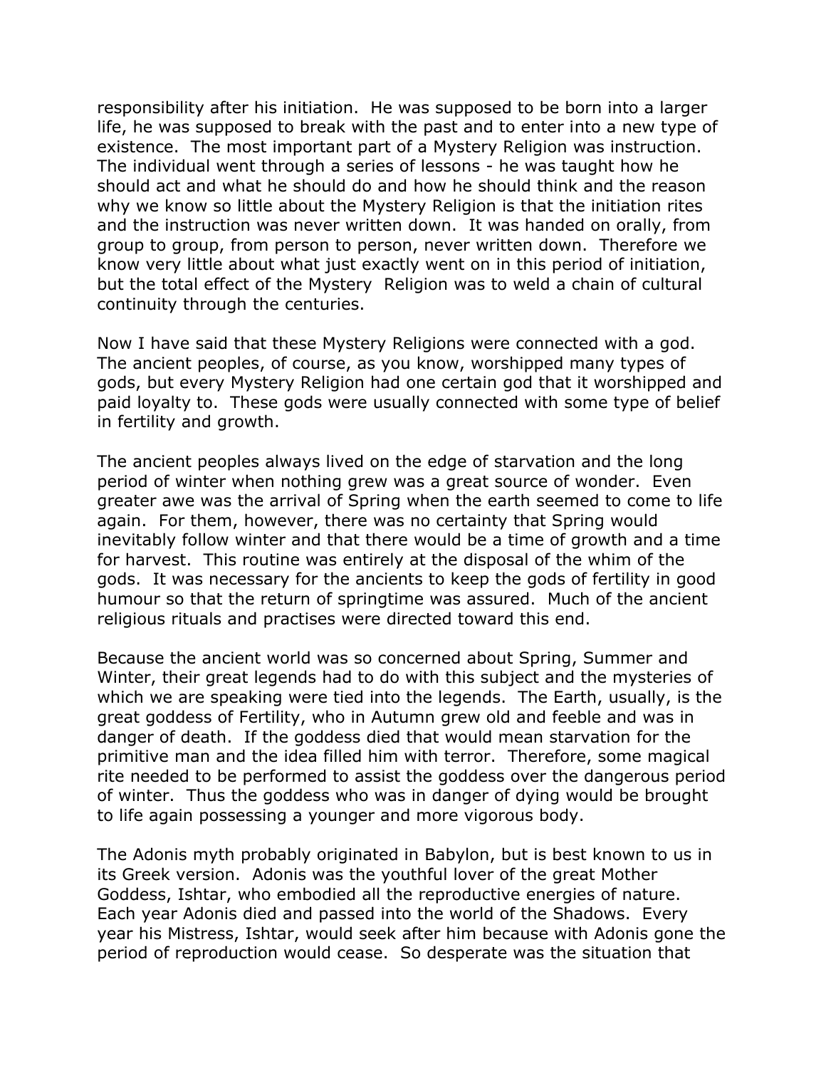responsibility after his initiation. He was supposed to be born into a larger life, he was supposed to break with the past and to enter into a new type of existence. The most important part of a Mystery Religion was instruction. The individual went through a series of lessons - he was taught how he should act and what he should do and how he should think and the reason why we know so little about the Mystery Religion is that the initiation rites and the instruction was never written down. It was handed on orally, from group to group, from person to person, never written down. Therefore we know very little about what just exactly went on in this period of initiation, but the total effect of the Mystery Religion was to weld a chain of cultural continuity through the centuries.

Now I have said that these Mystery Religions were connected with a god. The ancient peoples, of course, as you know, worshipped many types of gods, but every Mystery Religion had one certain god that it worshipped and paid loyalty to. These gods were usually connected with some type of belief in fertility and growth.

The ancient peoples always lived on the edge of starvation and the long period of winter when nothing grew was a great source of wonder. Even greater awe was the arrival of Spring when the earth seemed to come to life again. For them, however, there was no certainty that Spring would inevitably follow winter and that there would be a time of growth and a time for harvest. This routine was entirely at the disposal of the whim of the gods. It was necessary for the ancients to keep the gods of fertility in good humour so that the return of springtime was assured. Much of the ancient religious rituals and practises were directed toward this end.

Because the ancient world was so concerned about Spring, Summer and Winter, their great legends had to do with this subject and the mysteries of which we are speaking were tied into the legends. The Earth, usually, is the great goddess of Fertility, who in Autumn grew old and feeble and was in danger of death. If the goddess died that would mean starvation for the primitive man and the idea filled him with terror. Therefore, some magical rite needed to be performed to assist the goddess over the dangerous period of winter. Thus the goddess who was in danger of dying would be brought to life again possessing a younger and more vigorous body.

The Adonis myth probably originated in Babylon, but is best known to us in its Greek version. Adonis was the youthful lover of the great Mother Goddess, Ishtar, who embodied all the reproductive energies of nature. Each year Adonis died and passed into the world of the Shadows. Every year his Mistress, Ishtar, would seek after him because with Adonis gone the period of reproduction would cease. So desperate was the situation that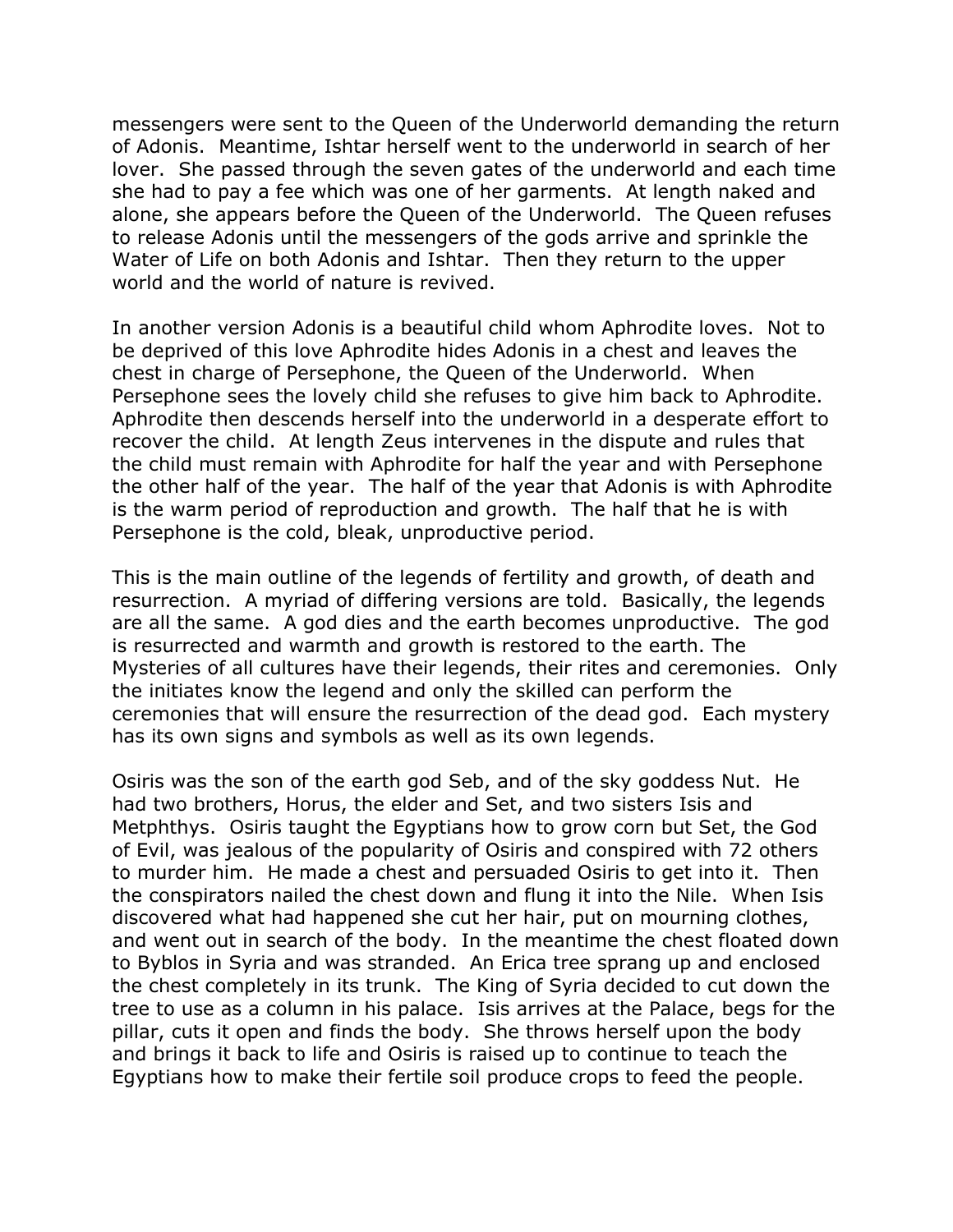messengers were sent to the Queen of the Underworld demanding the return of Adonis. Meantime, Ishtar herself went to the underworld in search of her lover. She passed through the seven gates of the underworld and each time she had to pay a fee which was one of her garments. At length naked and alone, she appears before the Queen of the Underworld. The Queen refuses to release Adonis until the messengers of the gods arrive and sprinkle the Water of Life on both Adonis and Ishtar. Then they return to the upper world and the world of nature is revived.

In another version Adonis is a beautiful child whom Aphrodite loves. Not to be deprived of this love Aphrodite hides Adonis in a chest and leaves the chest in charge of Persephone, the Queen of the Underworld. When Persephone sees the lovely child she refuses to give him back to Aphrodite. Aphrodite then descends herself into the underworld in a desperate effort to recover the child. At length Zeus intervenes in the dispute and rules that the child must remain with Aphrodite for half the year and with Persephone the other half of the year. The half of the year that Adonis is with Aphrodite is the warm period of reproduction and growth. The half that he is with Persephone is the cold, bleak, unproductive period.

This is the main outline of the legends of fertility and growth, of death and resurrection. A myriad of differing versions are told. Basically, the legends are all the same. A god dies and the earth becomes unproductive. The god is resurrected and warmth and growth is restored to the earth. The Mysteries of all cultures have their legends, their rites and ceremonies. Only the initiates know the legend and only the skilled can perform the ceremonies that will ensure the resurrection of the dead god. Each mystery has its own signs and symbols as well as its own legends.

Osiris was the son of the earth god Seb, and of the sky goddess Nut. He had two brothers, Horus, the elder and Set, and two sisters Isis and Metphthys. Osiris taught the Egyptians how to grow corn but Set, the God of Evil, was jealous of the popularity of Osiris and conspired with 72 others to murder him. He made a chest and persuaded Osiris to get into it. Then the conspirators nailed the chest down and flung it into the Nile. When Isis discovered what had happened she cut her hair, put on mourning clothes, and went out in search of the body. In the meantime the chest floated down to Byblos in Syria and was stranded. An Erica tree sprang up and enclosed the chest completely in its trunk. The King of Syria decided to cut down the tree to use as a column in his palace. Isis arrives at the Palace, begs for the pillar, cuts it open and finds the body. She throws herself upon the body and brings it back to life and Osiris is raised up to continue to teach the Egyptians how to make their fertile soil produce crops to feed the people.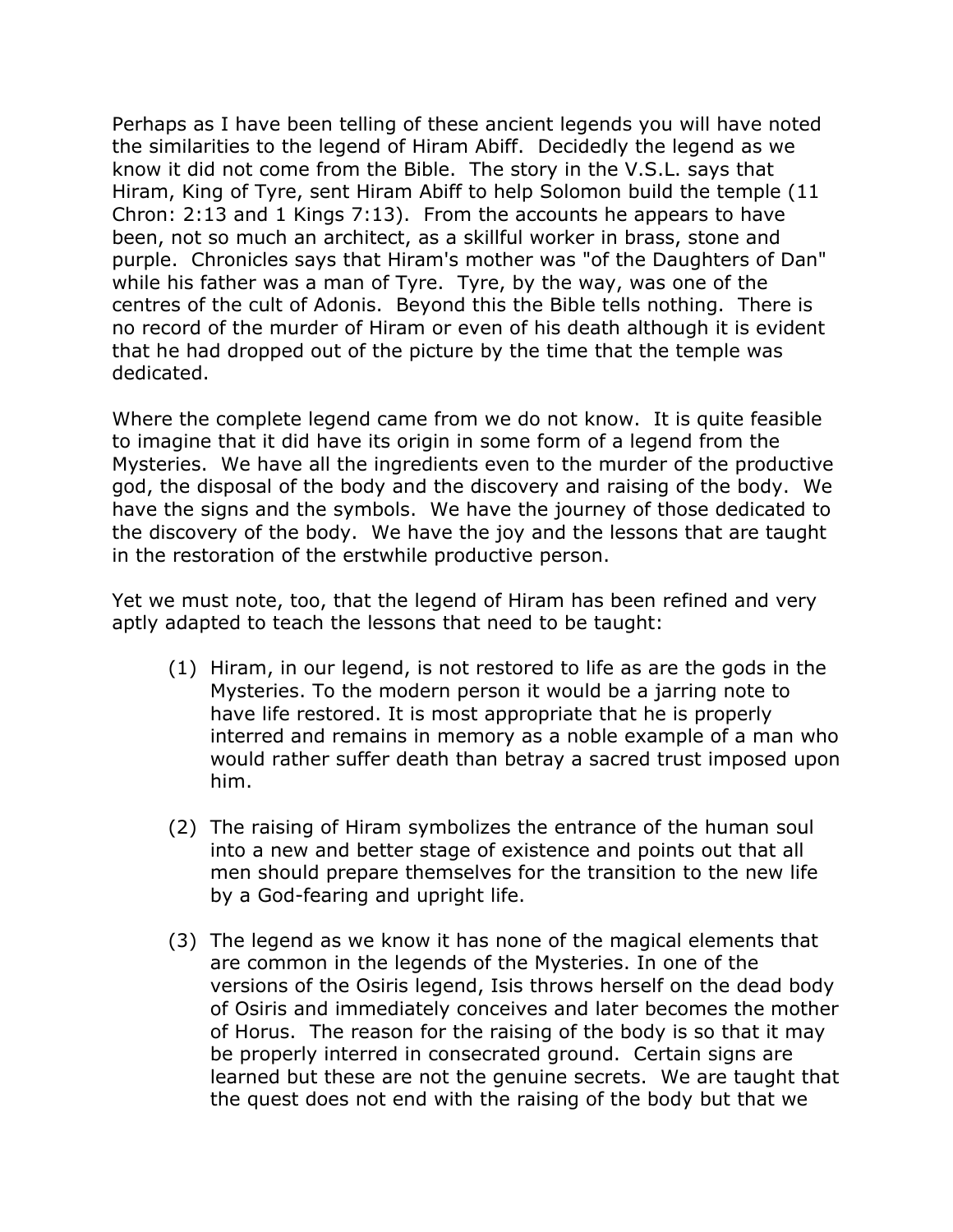Perhaps as I have been telling of these ancient legends you will have noted the similarities to the legend of Hiram Abiff. Decidedly the legend as we know it did not come from the Bible. The story in the V.S.L. says that Hiram, King of Tyre, sent Hiram Abiff to help Solomon build the temple (11 Chron: 2:13 and 1 Kings 7:13). From the accounts he appears to have been, not so much an architect, as a skillful worker in brass, stone and purple. Chronicles says that Hiram's mother was "of the Daughters of Dan" while his father was a man of Tyre. Tyre, by the way, was one of the centres of the cult of Adonis. Beyond this the Bible tells nothing. There is no record of the murder of Hiram or even of his death although it is evident that he had dropped out of the picture by the time that the temple was dedicated.

Where the complete legend came from we do not know. It is quite feasible to imagine that it did have its origin in some form of a legend from the Mysteries. We have all the ingredients even to the murder of the productive god, the disposal of the body and the discovery and raising of the body. We have the signs and the symbols. We have the journey of those dedicated to the discovery of the body. We have the joy and the lessons that are taught in the restoration of the erstwhile productive person.

Yet we must note, too, that the legend of Hiram has been refined and very aptly adapted to teach the lessons that need to be taught:

(1) Hiram, in our legend, is not restored to life as are the gods in the Mysteries. To the modern person it would be a jarring note to have life restored. It is most appropriate that he is properly interred and remains in memory as a noble example of a man who would rather suffer death than betray a sacred trust imposed upon him.

(2) The raising of Hiram symbolizes the entrance of the human soul into a new and better stage of existence and points out that all men should prepare themselves for the transition to the new life by a God-fearing and upright life.

(3) The legend as we know it has none of the magical elements that are common in the legends of the Mysteries. In one of the versions of the Osiris legend, Isis throws herself on the dead body of Osiris and immediately conceives and later becomes the mother of Horus. The reason for the raising of the body is so that it may be properly interred in consecrated ground. Certain signs are learned but these are not the genuine secrets. We are taught that the quest does not end with the raising of the body but that we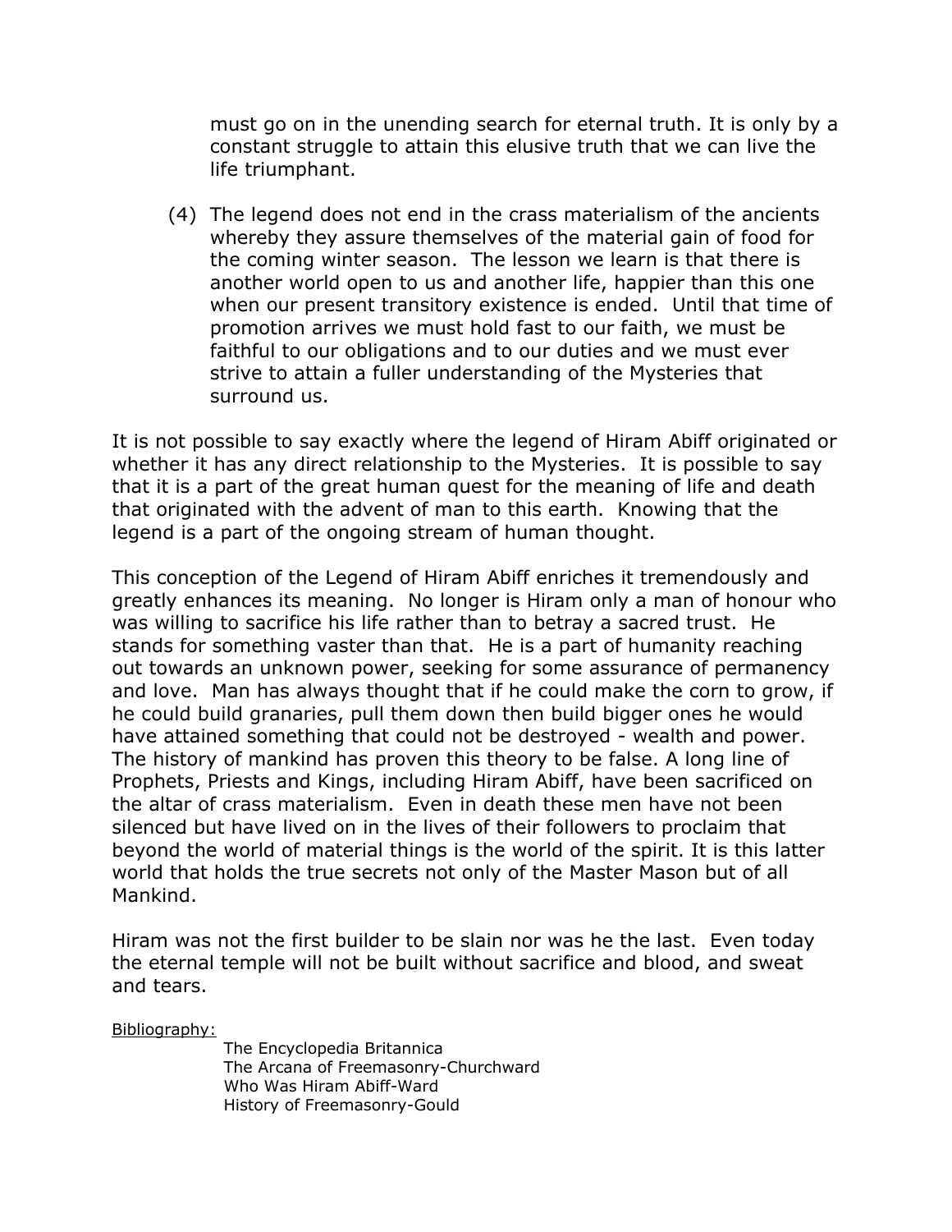must go on in the unending search for eternal truth. It is only by a constant struggle to attain this elusive truth that we can live the life triumphant.

(4) The legend does not end in the crass materialism of the ancients whereby they assure themselves of the material gain of food for the coming winter season. The lesson we learn is that there is another world open to us and another life, happier than this one when our present transitory existence is ended. Until that time of promotion arrives we must hold fast to our faith, we must be faithful to our obligations and to our duties and we must ever strive to attain a fuller understanding of the Mysteries that surround us.

It is not possible to say exactly where the legend of Hiram Abiff originated or whether it has any direct relationship to the Mysteries. It is possible to say that it is a part of the great human quest for the meaning of life and death that originated with the advent of man to this earth. Knowing that the legend is a part of the ongoing stream of human thought.

This conception of the Legend of Hiram Abiff enriches it tremendously and greatly enhances its meaning. No longer is Hiram only a man of honour who was willing to sacrifice his life rather than to betray a sacred trust. He stands for something vaster than that. He is a part of humanity reaching out towards an unknown power, seeking for some assurance of permanency and love. Man has always thought that if he could make the corn to grow, if he could build granaries, pull them down then build bigger ones he would have attained something that could not be destroyed - wealth and power. The history of mankind has proven this theory to be false. A long line of Prophets, Priests and Kings, including Hiram Abiff, have been sacrificed on the altar of crass materialism. Even in death these men have not been silenced but have lived on in the lives of their followers to proclaim that beyond the world of material things is the world of the spirit. It is this latter world that holds the true secrets not only of the Master Mason but of all Mankind.

Hiram was not the first builder to be slain nor was he the last. Even today the eternal temple will not be built without sacrifice and blood, and sweat and tears.

<u>Bibliography:</u>

The Encyclopedia Britannica
The Arcana of Freemasonry-Churchward
Who Was Hiram Abiff-Ward
History of Freemasonry-Gould